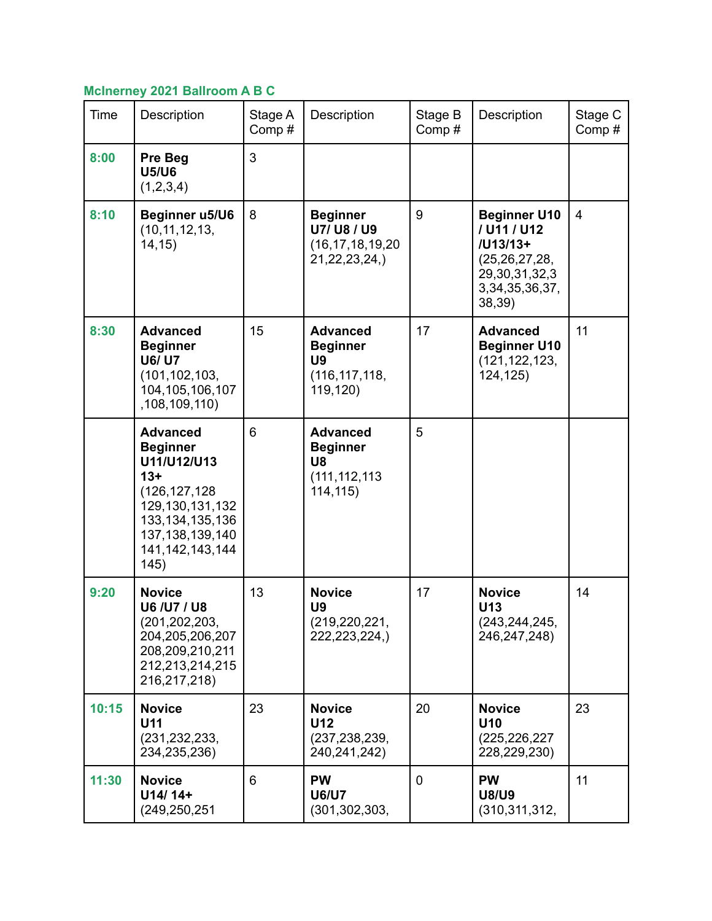**McInerney 2021 Ballroom A B C**

| Time | Description | Stage A Comp # | Description | Stage B Comp # | Description | Stage C Comp # |
|---|---|---|---|---|---|---|
| 8:00 | **Pre Beg U5/U6** (1,2,3,4) | 3 | | | | |
| 8:10 | **Beginner u5/U6** (10,11,12,13, 14,15) | 8 | **Beginner U7/ U8 / U9** (16,17,18,19,20 21,22,23,24,) | 9 | **Beginner U10 / U11 / U12 /U13/13+** (25,26,27,28, 29,30,31,32,3 3,34,35,36,37, 38,39) | 4 |
| 8:30 | **Advanced Beginner U6/ U7** (101,102,103, 104,105,106,107 ,108,109,110) | 15 | **Advanced Beginner U9** (116,117,118, 119,120) | 17 | **Advanced Beginner U10** (121,122,123, 124,125) | 11 |
| | **Advanced Beginner U11/U12/U13 13+** (126,127,128 129,130,131,132 133,134,135,136 137,138,139,140 141,142,143,144 145) | 6 | **Advanced Beginner U8** (111,112,113 114,115) | 5 | | |
| 9:20 | **Novice U6 /U7 / U8** (201,202,203, 204,205,206,207 208,209,210,211 212,213,214,215 216,217,218) | 13 | **Novice U9** (219,220,221, 222,223,224,) | 17 | **Novice U13** (243,244,245, 246,247,248) | 14 |
| 10:15 | **Novice U11** (231,232,233, 234,235,236) | 23 | **Novice U12** (237,238,239, 240,241,242) | 20 | **Novice U10** (225,226,227 228,229,230) | 23 |
| 11:30 | **Novice U14/ 14+** (249,250,251 | 6 | **PW U6/U7** (301,302,303, | 0 | **PW U8/U9** (310,311,312, | 11 |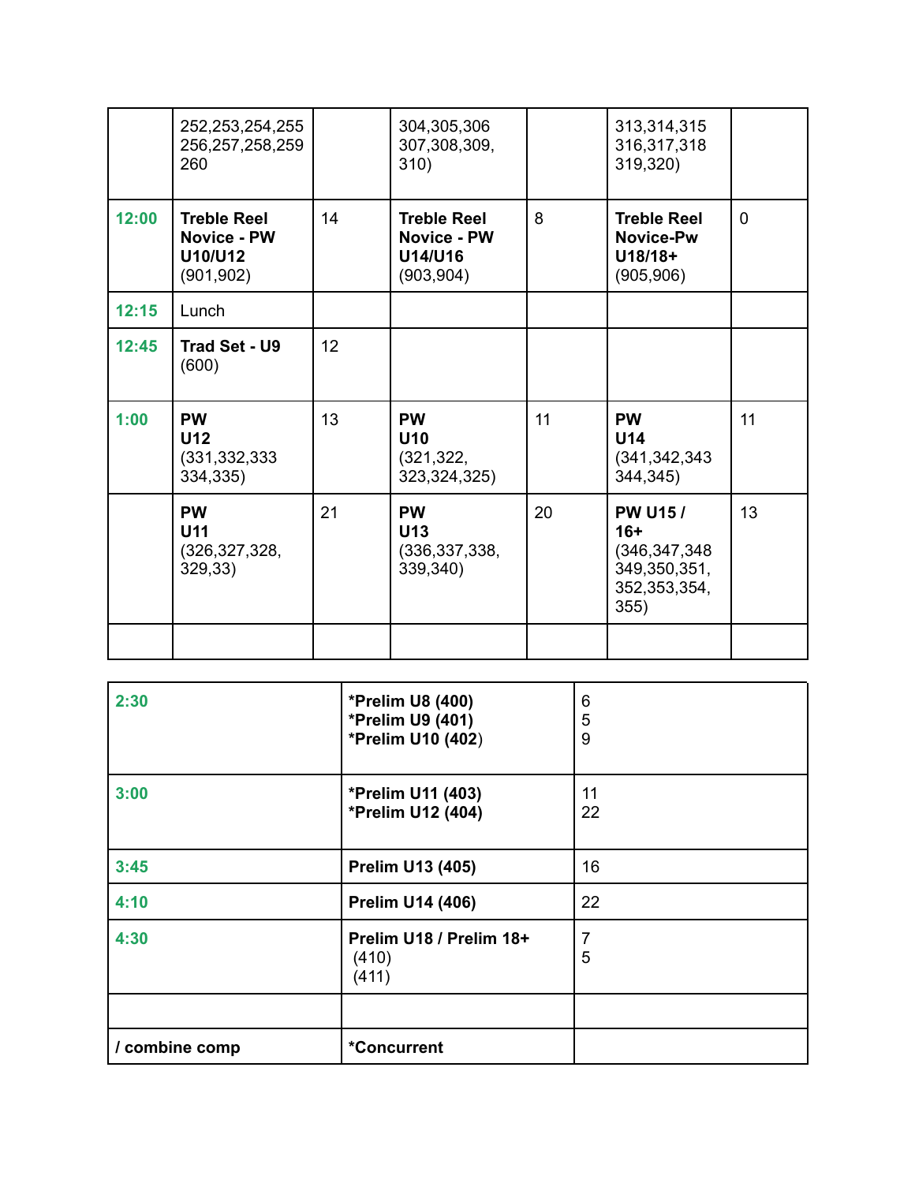| | | | | | | |
|---|---|---|---|---|---|---|
| | 252,253,254,255 256,257,258,259 260 | | 304,305,306 307,308,309, 310) | | 313,314,315 316,317,318 319,320) | |
| 12:00 | **Treble Reel Novice - PW U10/U12** (901,902) | 14 | **Treble Reel Novice - PW U14/U16** (903,904) | 8 | **Treble Reel Novice-Pw U18/18+** (905,906) | 0 |
| 12:15 | Lunch | | | | | |
| 12:45 | **Trad Set - U9** (600) | 12 | | | | |
| 1:00 | **PW U12** (331,332,333 334,335) | 13 | **PW U10** (321,322, 323,324,325) | 11 | **PW U14** (341,342,343 344,345) | 11 |
| | **PW U11** (326,327,328, 329,33) | 21 | **PW U13** (336,337,338, 339,340) | 20 | **PW U15 / 16+** (346,347,348 349,350,351, 352,353,354, 355) | 13 |
| | | | | | | |

| | | |
|---|---|---|
| 2:30 | **\*Prelim U8 (400)** <br> **\*Prelim U9 (401)** <br> **\*Prelim U10 (402)** | 6 <br> 5 <br> 9 |
| 3:00 | **\*Prelim U11 (403)** <br> **\*Prelim U12 (404)** | 11 <br> 22 |
| 3:45 | **Prelim U13 (405)** | 16 |
| 4:10 | **Prelim U14 (406)** | 22 |
| 4:30 | **Prelim U18 / Prelim 18+** <br> (410) <br> (411) | 7 <br> 5 |
| | | |
| **/ combine comp** | **\*Concurrent** | |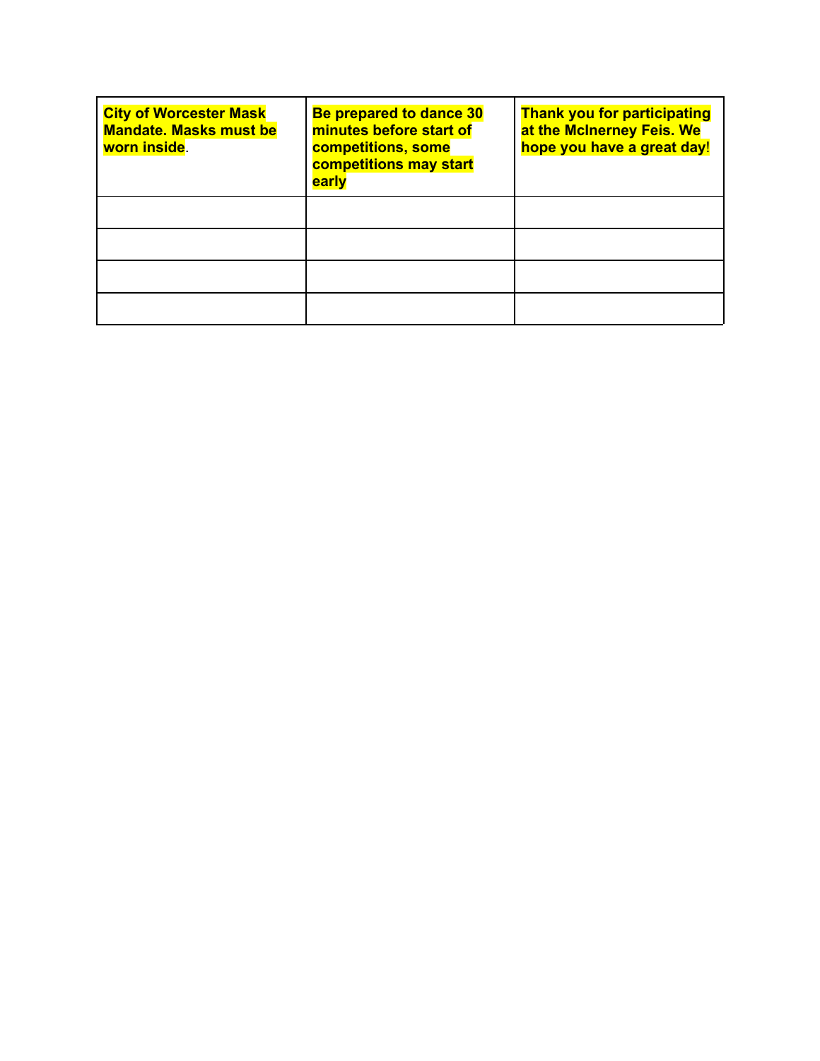| | | |
|---|---|---|
| **City of Worcester Mask Mandate. Masks must be worn inside**. | **Be prepared to dance 30 minutes before start of competitions, some competitions may start early** | **Thank you for participating at the McInerney Feis. We hope you have a great day**! |
| | | |
| | | |
| | | |
| | | |